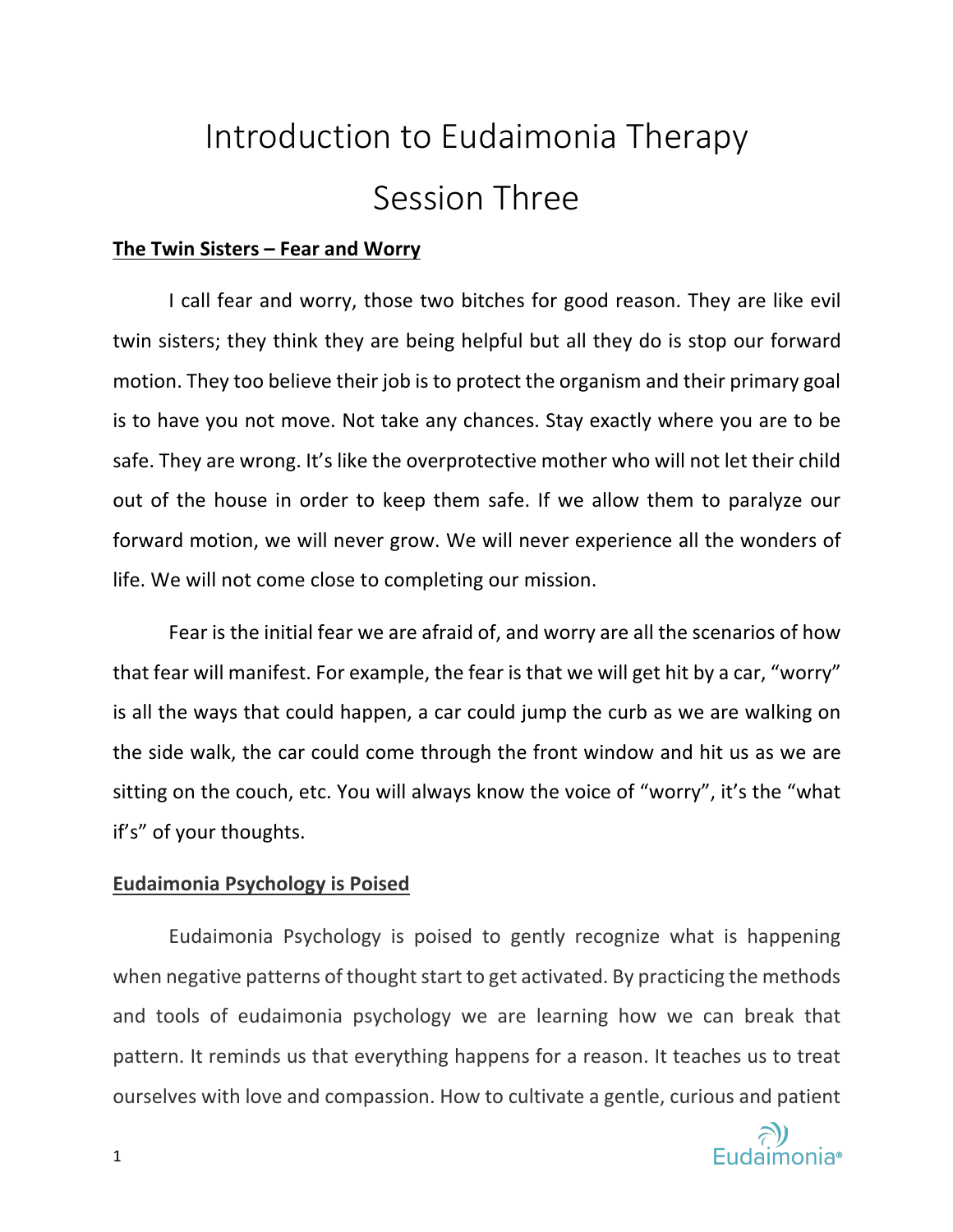# Introduction to Eudaimonia Therapy

# Session Three

**The Twin Sisters – Fear and Worry**

I call fear and worry, those two bitches for good reason. They are like evil twin sisters; they think they are being helpful but all they do is stop our forward motion. They too believe their job is to protect the organism and their primary goal is to have you not move. Not take any chances. Stay exactly where you are to be safe. They are wrong. It's like the overprotective mother who will not let their child out of the house in order to keep them safe. If we allow them to paralyze our forward motion, we will never grow. We will never experience all the wonders of life. We will not come close to completing our mission.

Fear is the initial fear we are afraid of, and worry are all the scenarios of how that fear will manifest. For example, the fear is that we will get hit by a car, "worry" is all the ways that could happen, a car could jump the curb as we are walking on the side walk, the car could come through the front window and hit us as we are sitting on the couch, etc. You will always know the voice of "worry", it's the "what if's" of your thoughts.

**Eudaimonia Psychology is Poised**

Eudaimonia Psychology is poised to gently recognize what is happening when negative patterns of thought start to get activated. By practicing the methods and tools of eudaimonia psychology we are learning how we can break that pattern. It reminds us that everything happens for a reason. It teaches us to treat ourselves with love and compassion. How to cultivate a gentle, curious and patient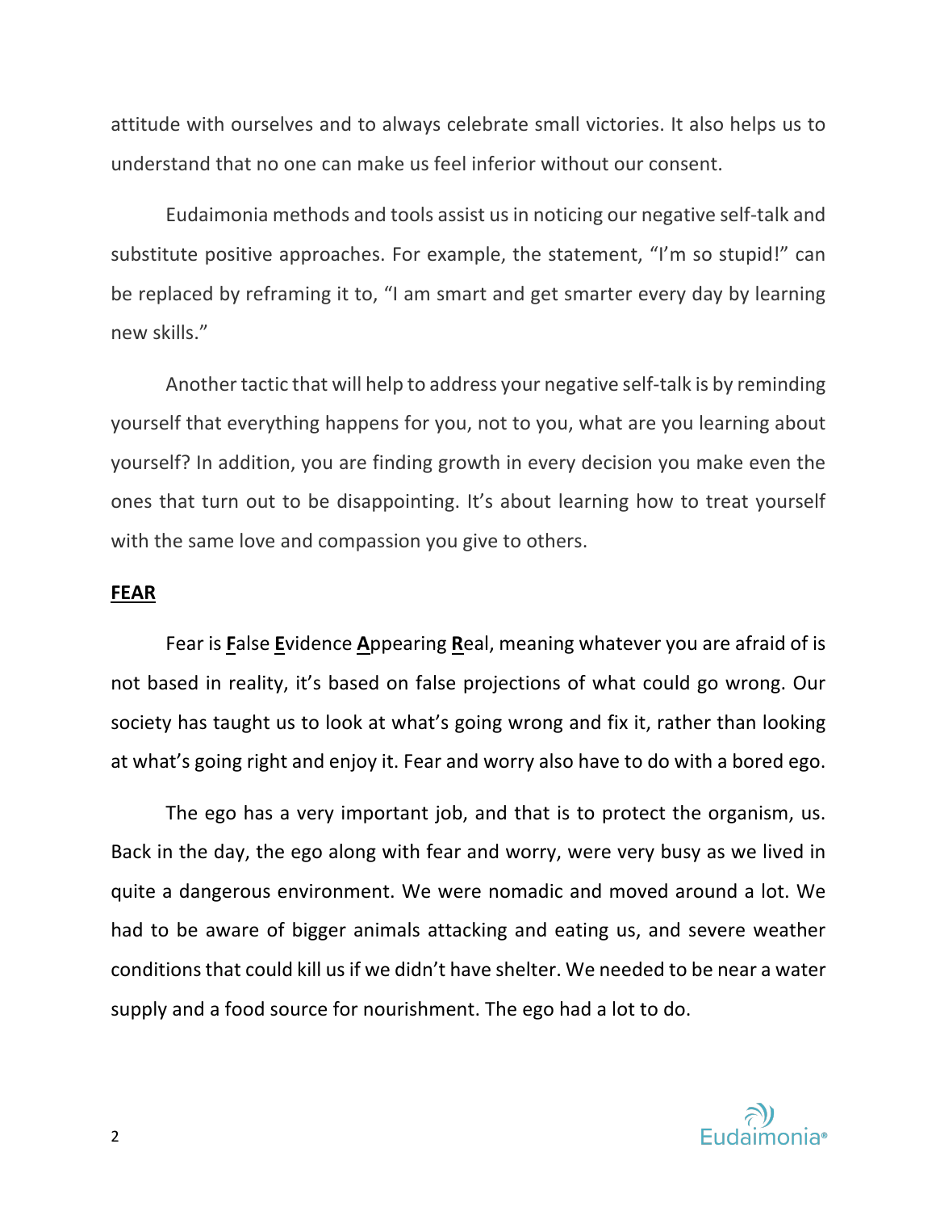attitude with ourselves and to always celebrate small victories. It also helps us to understand that no one can make us feel inferior without our consent.

Eudaimonia methods and tools assist us in noticing our negative self-talk and substitute positive approaches. For example, the statement, "I'm so stupid!" can be replaced by reframing it to, "I am smart and get smarter every day by learning new skills."

Another tactic that will help to address your negative self-talk is by reminding yourself that everything happens for you, not to you, what are you learning about yourself? In addition, you are finding growth in every decision you make even the ones that turn out to be disappointing. It's about learning how to treat yourself with the same love and compassion you give to others.

## FEAR

Fear is **F**alse **E**vidence **A**ppearing **R**eal, meaning whatever you are afraid of is not based in reality, it's based on false projections of what could go wrong. Our society has taught us to look at what's going wrong and fix it, rather than looking at what's going right and enjoy it. Fear and worry also have to do with a bored ego.

The ego has a very important job, and that is to protect the organism, us. Back in the day, the ego along with fear and worry, were very busy as we lived in quite a dangerous environment. We were nomadic and moved around a lot. We had to be aware of bigger animals attacking and eating us, and severe weather conditions that could kill us if we didn't have shelter. We needed to be near a water supply and a food source for nourishment. The ego had a lot to do.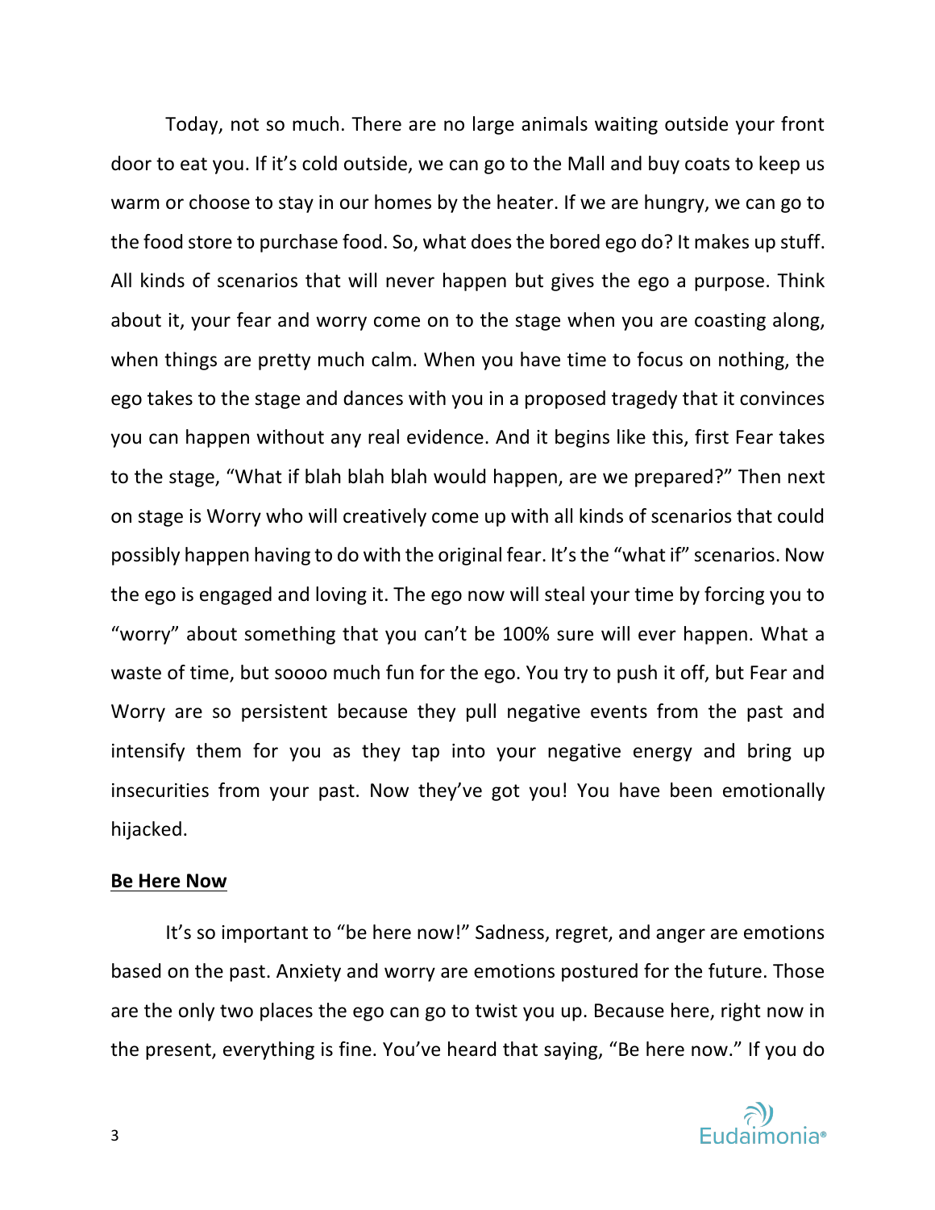Today, not so much. There are no large animals waiting outside your front door to eat you. If it's cold outside, we can go to the Mall and buy coats to keep us warm or choose to stay in our homes by the heater. If we are hungry, we can go to the food store to purchase food. So, what does the bored ego do? It makes up stuff. All kinds of scenarios that will never happen but gives the ego a purpose. Think about it, your fear and worry come on to the stage when you are coasting along, when things are pretty much calm. When you have time to focus on nothing, the ego takes to the stage and dances with you in a proposed tragedy that it convinces you can happen without any real evidence. And it begins like this, first Fear takes to the stage, "What if blah blah blah would happen, are we prepared?" Then next on stage is Worry who will creatively come up with all kinds of scenarios that could possibly happen having to do with the original fear. It's the "what if" scenarios. Now the ego is engaged and loving it. The ego now will steal your time by forcing you to "worry" about something that you can't be 100% sure will ever happen. What a waste of time, but soooo much fun for the ego. You try to push it off, but Fear and Worry are so persistent because they pull negative events from the past and intensify them for you as they tap into your negative energy and bring up insecurities from your past. Now they've got you! You have been emotionally hijacked.

## Be Here Now

It's so important to "be here now!" Sadness, regret, and anger are emotions based on the past. Anxiety and worry are emotions postured for the future. Those are the only two places the ego can go to twist you up. Because here, right now in the present, everything is fine. You've heard that saying, "Be here now." If you do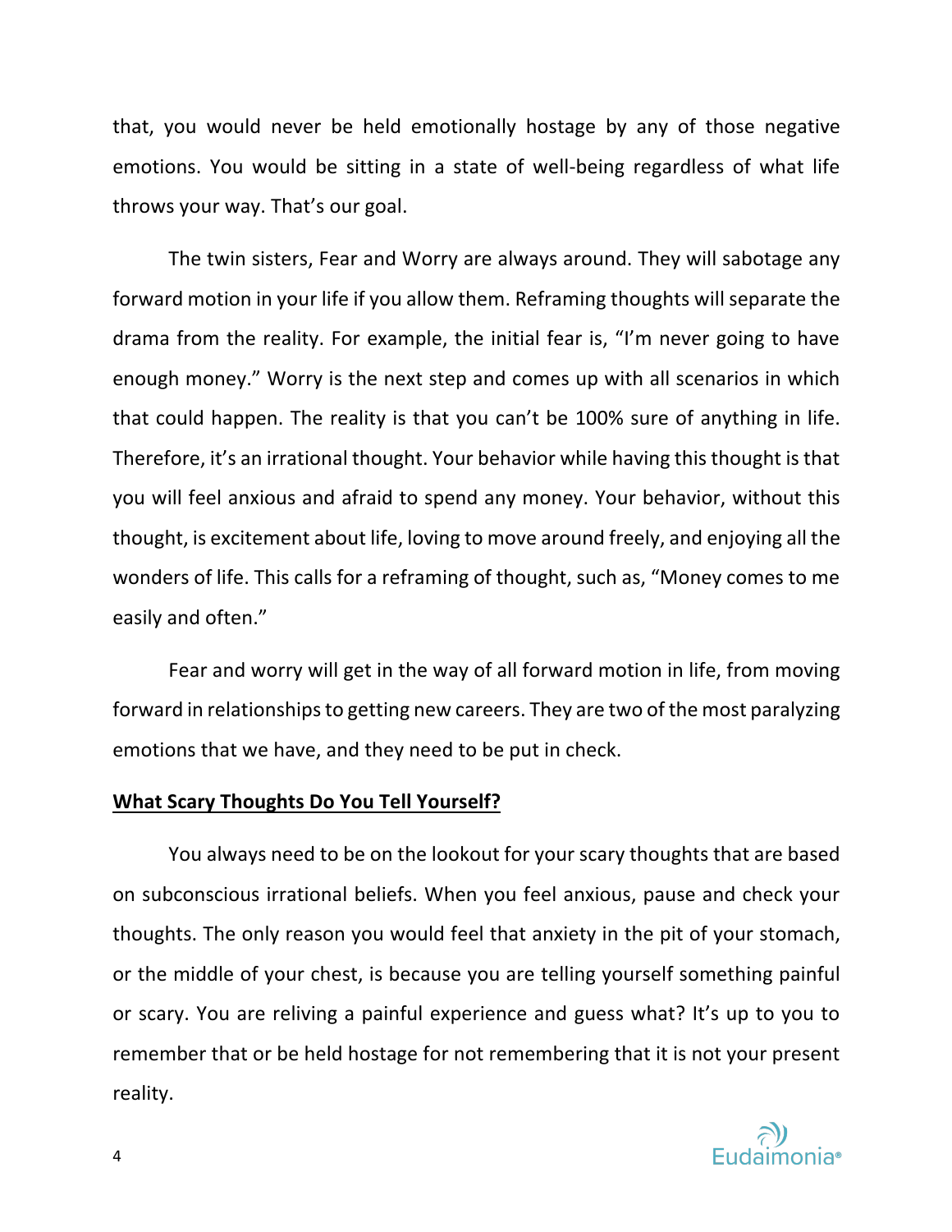that, you would never be held emotionally hostage by any of those negative emotions. You would be sitting in a state of well-being regardless of what life throws your way. That's our goal.

The twin sisters, Fear and Worry are always around. They will sabotage any forward motion in your life if you allow them. Reframing thoughts will separate the drama from the reality. For example, the initial fear is, "I'm never going to have enough money." Worry is the next step and comes up with all scenarios in which that could happen. The reality is that you can't be 100% sure of anything in life. Therefore, it's an irrational thought. Your behavior while having this thought is that you will feel anxious and afraid to spend any money. Your behavior, without this thought, is excitement about life, loving to move around freely, and enjoying all the wonders of life. This calls for a reframing of thought, such as, "Money comes to me easily and often."

Fear and worry will get in the way of all forward motion in life, from moving forward in relationships to getting new careers. They are two of the most paralyzing emotions that we have, and they need to be put in check.

## **<u>What Scary Thoughts Do You Tell Yourself?</u>**

You always need to be on the lookout for your scary thoughts that are based on subconscious irrational beliefs. When you feel anxious, pause and check your thoughts. The only reason you would feel that anxiety in the pit of your stomach, or the middle of your chest, is because you are telling yourself something painful or scary. You are reliving a painful experience and guess what? It's up to you to remember that or be held hostage for not remembering that it is not your present reality.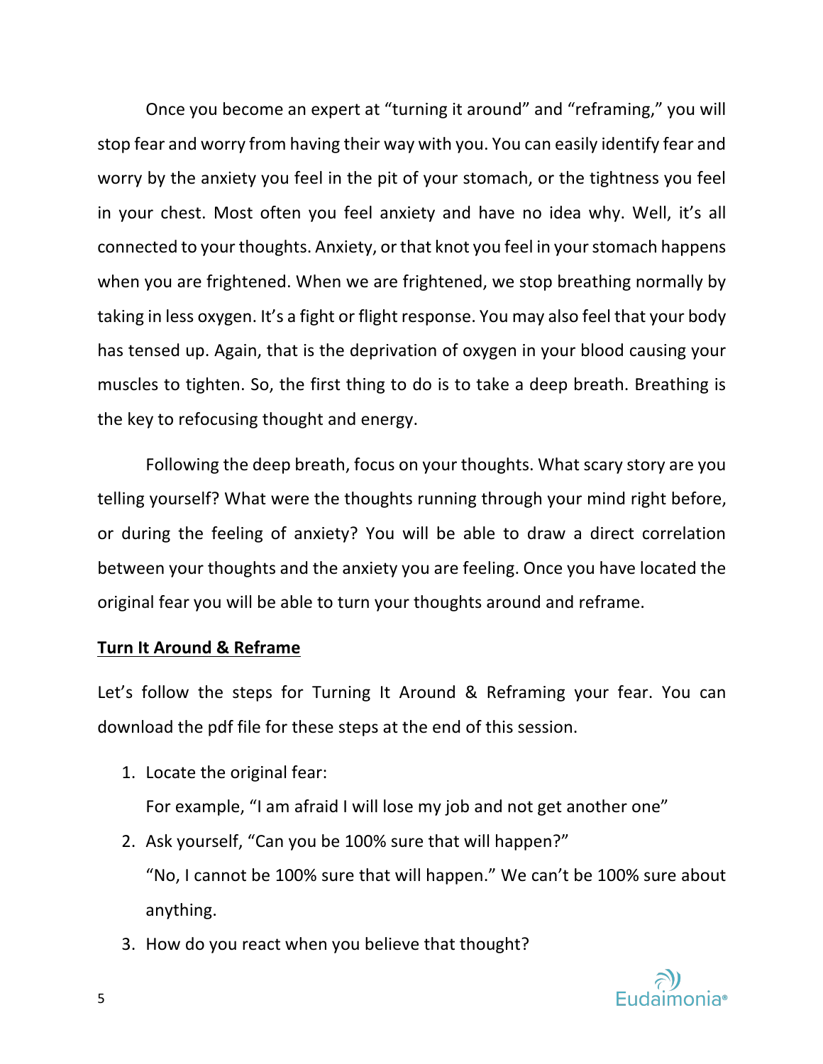Once you become an expert at "turning it around" and "reframing," you will stop fear and worry from having their way with you. You can easily identify fear and worry by the anxiety you feel in the pit of your stomach, or the tightness you feel in your chest. Most often you feel anxiety and have no idea why. Well, it's all connected to your thoughts. Anxiety, or that knot you feel in your stomach happens when you are frightened. When we are frightened, we stop breathing normally by taking in less oxygen. It's a fight or flight response. You may also feel that your body has tensed up. Again, that is the deprivation of oxygen in your blood causing your muscles to tighten. So, the first thing to do is to take a deep breath. Breathing is the key to refocusing thought and energy.

Following the deep breath, focus on your thoughts. What scary story are you telling yourself? What were the thoughts running through your mind right before, or during the feeling of anxiety? You will be able to draw a direct correlation between your thoughts and the anxiety you are feeling. Once you have located the original fear you will be able to turn your thoughts around and reframe.

**Turn It Around & Reframe**

Let's follow the steps for Turning It Around & Reframing your fear. You can download the pdf file for these steps at the end of this session.

1. Locate the original fear:

   For example, "I am afraid I will lose my job and not get another one"

2. Ask yourself, "Can you be 100% sure that will happen?"

   "No, I cannot be 100% sure that will happen." We can't be 100% sure about anything.

3. How do you react when you believe that thought?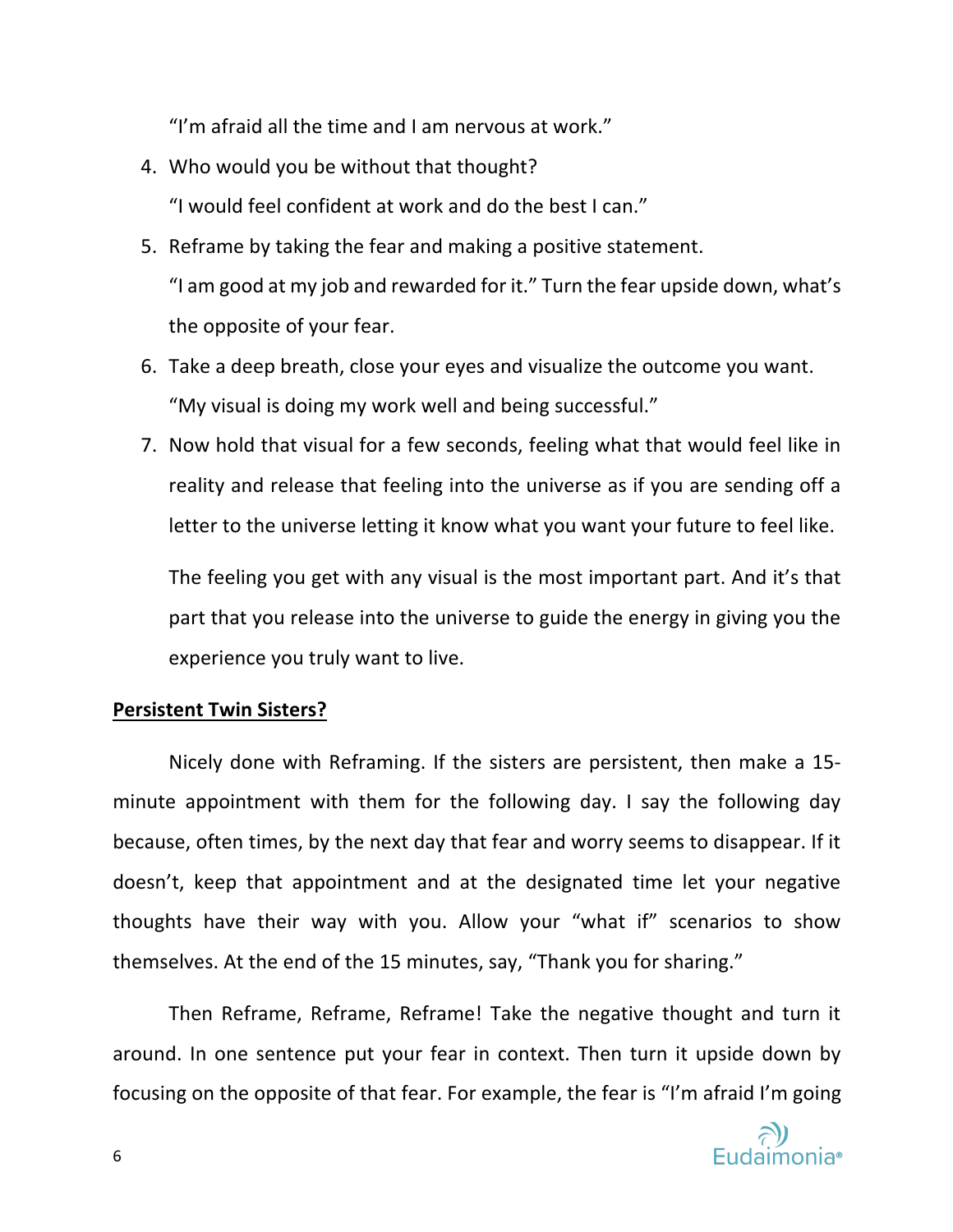"I'm afraid all the time and I am nervous at work."

4. Who would you be without that thought?

   "I would feel confident at work and do the best I can."

5. Reframe by taking the fear and making a positive statement.

   "I am good at my job and rewarded for it." Turn the fear upside down, what's the opposite of your fear.

6. Take a deep breath, close your eyes and visualize the outcome you want.

   "My visual is doing my work well and being successful."

7. Now hold that visual for a few seconds, feeling what that would feel like in reality and release that feeling into the universe as if you are sending off a letter to the universe letting it know what you want your future to feel like.

   The feeling you get with any visual is the most important part. And it's that part that you release into the universe to guide the energy in giving you the experience you truly want to live.

**<u>Persistent Twin Sisters?</u>**

Nicely done with Reframing. If the sisters are persistent, then make a 15-minute appointment with them for the following day. I say the following day because, often times, by the next day that fear and worry seems to disappear. If it doesn't, keep that appointment and at the designated time let your negative thoughts have their way with you. Allow your "what if" scenarios to show themselves. At the end of the 15 minutes, say, "Thank you for sharing."

Then Reframe, Reframe, Reframe! Take the negative thought and turn it around. In one sentence put your fear in context. Then turn it upside down by focusing on the opposite of that fear. For example, the fear is "I'm afraid I'm going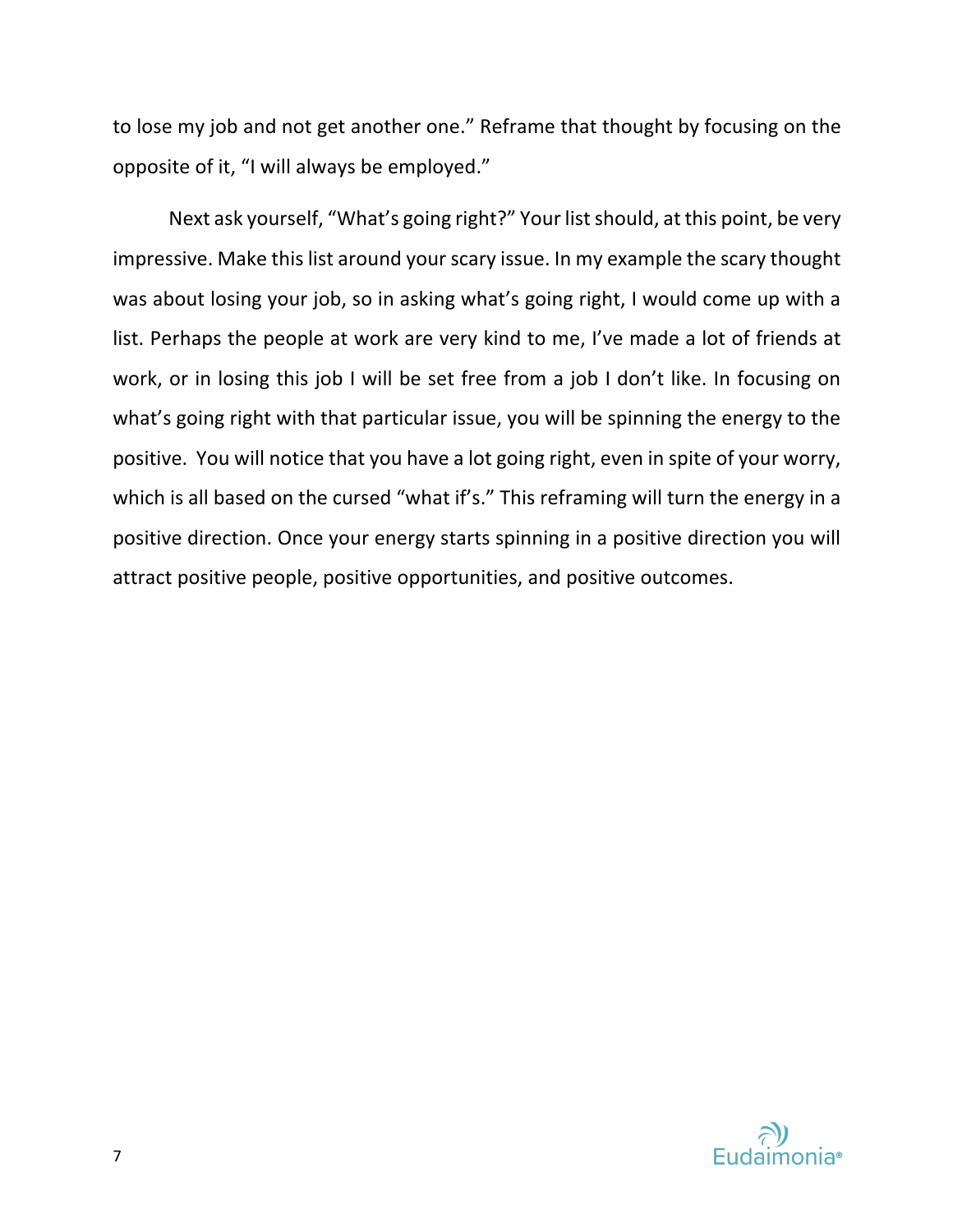to lose my job and not get another one." Reframe that thought by focusing on the opposite of it, "I will always be employed."

Next ask yourself, "What's going right?" Your list should, at this point, be very impressive. Make this list around your scary issue. In my example the scary thought was about losing your job, so in asking what's going right, I would come up with a list. Perhaps the people at work are very kind to me, I've made a lot of friends at work, or in losing this job I will be set free from a job I don't like. In focusing on what's going right with that particular issue, you will be spinning the energy to the positive. You will notice that you have a lot going right, even in spite of your worry, which is all based on the cursed "what if's." This reframing will turn the energy in a positive direction. Once your energy starts spinning in a positive direction you will attract positive people, positive opportunities, and positive outcomes.